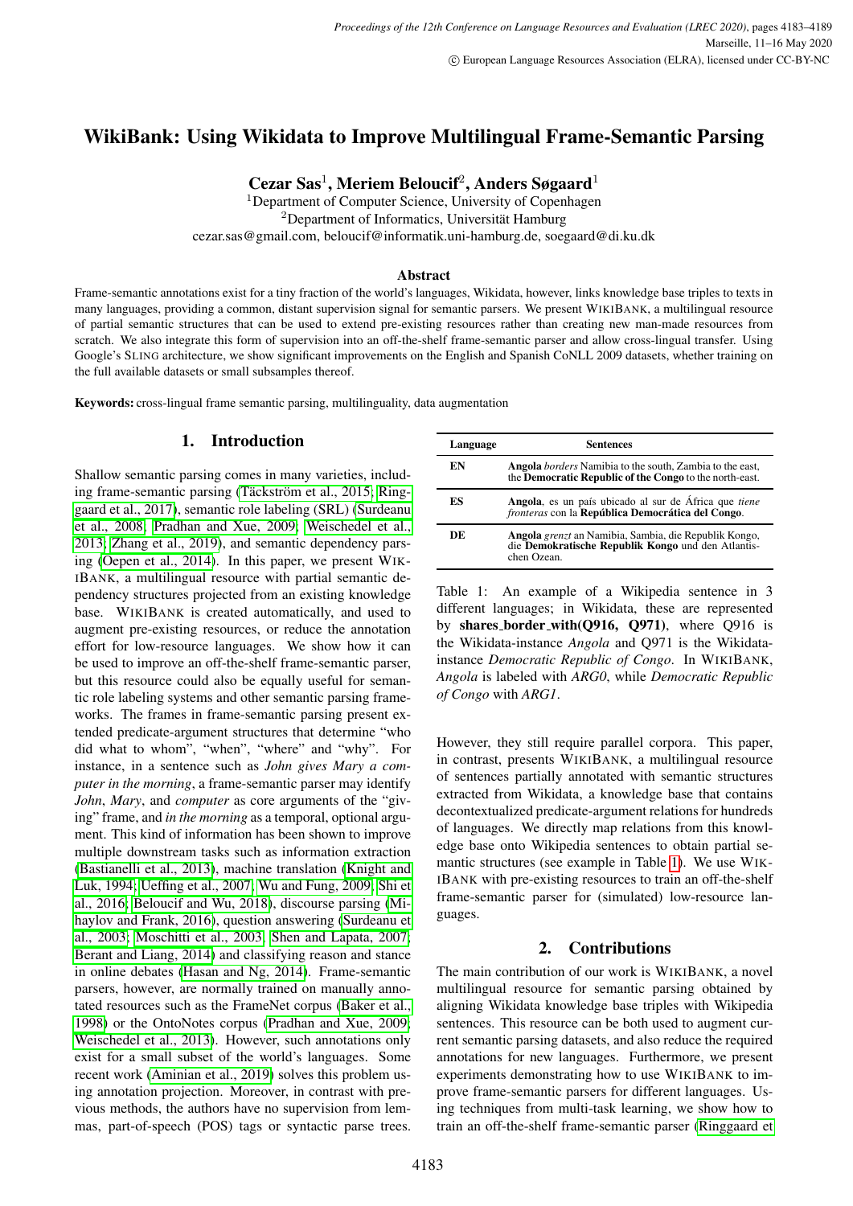# WikiBank: Using Wikidata to Improve Multilingual Frame-Semantic Parsing

**Cezar Sas[1], Meriem Beloucif[2], Anders Søgaard[1]**

[1]Department of Computer Science, University of Copenhagen
[2]Department of Informatics, Universität Hamburg
cezar.sas@gmail.com, beloucif@informatik.uni-hamburg.de, soegaard@di.ku.dk

### Abstract

Frame-semantic annotations exist for a tiny fraction of the world's languages, Wikidata, however, links knowledge base triples to texts in many languages, providing a common, distant supervision signal for semantic parsers. We present WIKIBANK, a multilingual resource of partial semantic structures that can be used to extend pre-existing resources rather than creating new man-made resources from scratch. We also integrate this form of supervision into an off-the-shelf frame-semantic parser and allow cross-lingual transfer. Using Google's SLING architecture, we show significant improvements on the English and Spanish CoNLL 2009 datasets, whether training on the full available datasets or small subsamples thereof.

**Keywords:** cross-lingual frame semantic parsing, multilinguality, data augmentation

## 1. Introduction

Shallow semantic parsing comes in many varieties, including frame-semantic parsing (Täckström et al., 2015; Ringgaard et al., 2017), semantic role labeling (SRL) (Surdeanu et al., 2008; Pradhan and Xue, 2009; Weischedel et al., 2013; Zhang et al., 2019), and semantic dependency parsing (Oepen et al., 2014). In this paper, we present WIKIBANK, a multilingual resource with partial semantic dependency structures projected from an existing knowledge base. WIKIBANK is created automatically, and used to augment pre-existing resources, or reduce the annotation effort for low-resource languages. We show how it can be used to improve an off-the-shelf frame-semantic parser, but this resource could also be equally useful for semantic role labeling systems and other semantic parsing frameworks. The frames in frame-semantic parsing present extended predicate-argument structures that determine "who did what to whom", "when", "where" and "why". For instance, in a sentence such as *John gives Mary a computer in the morning*, a frame-semantic parser may identify *John*, *Mary*, and *computer* as core arguments of the "giving" frame, and *in the morning* as a temporal, optional argument. This kind of information has been shown to improve multiple downstream tasks such as information extraction (Bastianelli et al., 2013), machine translation (Knight and Luk, 1994; Ueffing et al., 2007; Wu and Fung, 2009; Shi et al., 2016; Beloucif and Wu, 2018), discourse parsing (Mihaylov and Frank, 2016), question answering (Surdeanu et al., 2003; Moschitti et al., 2003; Shen and Lapata, 2007; Berant and Liang, 2014) and classifying reason and stance in online debates (Hasan and Ng, 2014). Frame-semantic parsers, however, are normally trained on manually annotated resources such as the FrameNet corpus (Baker et al., 1998) or the OntoNotes corpus (Pradhan and Xue, 2009; Weischedel et al., 2013). However, such annotations only exist for a small subset of the world's languages. Some recent work (Aminian et al., 2019) solves this problem using annotation projection. Moreover, in contrast with previous methods, the authors have no supervision from lemmas, part-of-speech (POS) tags or syntactic parse trees.

| Language | Sentences |
|---|---|
| EN | **Angola** *borders* Namibia to the south, Zambia to the east, the **Democratic Republic of the Congo** to the north-east. |
| ES | **Angola**, es un país ubicado al sur de África que *tiene fronteras* con la **República Democrática del Congo**. |
| DE | **Angola** *grenzt* an Namibia, Sambia, die Republik Kongo, die **Demokratische Republik Kongo** und den Atlantischen Ozean. |

Table 1: An example of a Wikipedia sentence in 3 different languages; in Wikidata, these are represented by **shares_border_with(Q916, Q971)**, where Q916 is the Wikidata-instance *Angola* and Q971 is the Wikidata-instance *Democratic Republic of Congo*. In WIKIBANK, *Angola* is labeled with *ARG0*, while *Democratic Republic of Congo* with *ARG1*.

However, they still require parallel corpora. This paper, in contrast, presents WIKIBANK, a multilingual resource of sentences partially annotated with semantic structures extracted from Wikidata, a knowledge base that contains decontextualized predicate-argument relations for hundreds of languages. We directly map relations from this knowledge base onto Wikipedia sentences to obtain partial semantic structures (see example in Table 1). We use WIKIBANK with pre-existing resources to train an off-the-shelf frame-semantic parser for (simulated) low-resource languages.

## 2. Contributions

The main contribution of our work is WIKIBANK, a novel multilingual resource for semantic parsing obtained by aligning Wikidata knowledge base triples with Wikipedia sentences. This resource can be both used to augment current semantic parsing datasets, and also reduce the required annotations for new languages. Furthermore, we present experiments demonstrating how to use WIKIBANK to improve frame-semantic parsers for different languages. Using techniques from multi-task learning, we show how to train an off-the-shelf frame-semantic parser (Ringgaard et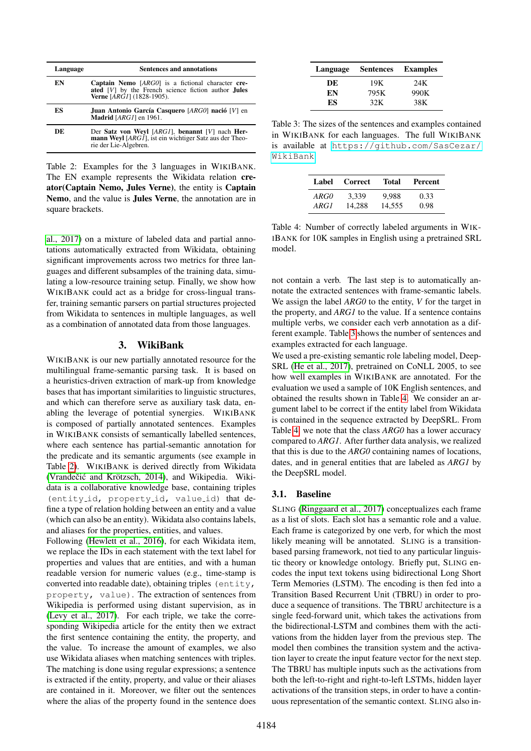| Language | Sentences and annotations |
|---|---|
| EN | **Captain Nemo** [*ARG0*] is a fictional character **created** [*V*] by the French science fiction author **Jules Verne** [*ARG1*] (1828-1905). |
| ES | **Juan Antonio García Casquero** [*ARG0*] **nació** [*V*] en **Madrid** [*ARG1*] en 1961. |
| DE | Der **Satz von Weyl** [*ARG1*], **benannt** [*V*] nach **Hermann Weyl** [*ARG1*], ist ein wichtiger Satz aus der Theorie der Lie-Algebren. |

Table 2: Examples for the 3 languages in WIKIBANK. The EN example represents the Wikidata relation **creator(Captain Nemo, Jules Verne)**, the entity is **Captain Nemo**, and the value is **Jules Verne**, the annotation are in square brackets.

al., 2017) on a mixture of labeled data and partial annotations automatically extracted from Wikidata, obtaining significant improvements across two metrics for three languages and different subsamples of the training data, simulating a low-resource training setup. Finally, we show how WIKIBANK could act as a bridge for cross-lingual transfer, training semantic parsers on partial structures projected from Wikidata to sentences in multiple languages, as well as a combination of annotated data from those languages.

## 3. WikiBank

WIKIBANK is our new partially annotated resource for the multilingual frame-semantic parsing task. It is based on a heuristics-driven extraction of mark-up from knowledge bases that has important similarities to linguistic structures, and which can therefore serve as auxiliary task data, enabling the leverage of potential synergies. WIKIBANK is composed of partially annotated sentences. Examples in WIKIBANK consists of semantically labelled sentences, where each sentence has partial-semantic annotation for the predicate and its semantic arguments (see example in Table 2). WIKIBANK is derived directly from Wikidata (Vrandečić and Krötzsch, 2014), and Wikipedia. Wikidata is a collaborative knowledge base, containing triples `(entity_id, property_id, value_id)` that define a type of relation holding between an entity and a value (which can also be an entity). Wikidata also contains labels, and aliases for the properties, entities, and values.

Following (Hewlett et al., 2016), for each Wikidata item, we replace the IDs in each statement with the text label for properties and values that are entities, and with a human readable version for numeric values (e.g., time-stamp is converted into readable date), obtaining triples `(entity, property, value)`. The extraction of sentences from Wikipedia is performed using distant supervision, as in (Levy et al., 2017). For each triple, we take the corresponding Wikipedia article for the entity then we extract the first sentence containing the entity, the property, and the value. To increase the amount of examples, we also use Wikidata aliases when matching sentences with triples. The matching is done using regular expressions; a sentence is extracted if the entity, property, and value or their aliases are contained in it. Moreover, we filter out the sentences where the alias of the property found in the sentence does not contain a verb. The last step is to automatically annotate the extracted sentences with frame-semantic labels. We assign the label *ARG0* to the entity, *V* for the target in the property, and *ARG1* to the value. If a sentence contains multiple verbs, we consider each verb annotation as a different example. Table 3 shows the number of sentences and examples extracted for each language.

| Language | Sentences | Examples |
|---|---|---|
| DE | 19K | 24K |
| EN | 795K | 990K |
| ES | 32K | 38K |

Table 3: The sizes of the sentences and examples contained in WIKIBANK for each languages. The full WIKIBANK is available at https://github.com/SasCezar/WikiBank

We used a pre-existing semantic role labeling model, DeepSRL (He et al., 2017), pretrained on CoNLL 2005, to see how well examples in WIKIBANK are annotated. For the evaluation we used a sample of 10K English sentences, and obtained the results shown in Table 4. We consider an argument label to be correct if the entity label from Wikidata is contained in the sequence extracted by DeepSRL. From Table 4, we note that the class *ARG0* has a lower accuracy compared to *ARG1*. After further data analysis, we realized that this is due to the *ARG0* containing names of locations, dates, and in general entities that are labeled as *ARG1* by the DeepSRL model.

| Label | Correct | Total | Percent |
|---|---|---|---|
| *ARG0* | 3,339 | 9,988 | 0.33 |
| *ARG1* | 14,288 | 14,555 | 0.98 |

Table 4: Number of correctly labeled arguments in WIKIBANK for 10K samples in English using a pretrained SRL model.

### 3.1. Baseline

SLING (Ringgaard et al., 2017) conceptualizes each frame as a list of slots. Each slot has a semantic role and a value. Each frame is categorized by one verb, for which the most likely meaning will be annotated. SLING is a transition-based parsing framework, not tied to any particular linguistic theory or knowledge ontology. Briefly put, SLING encodes the input text tokens using bidirectional Long Short Term Memories (LSTM). The encoding is then fed into a Transition Based Recurrent Unit (TBRU) in order to produce a sequence of transitions. The TBRU architecture is a single feed-forward unit, which takes the activations from the bidirectional-LSTM and combines them with the activations from the hidden layer from the previous step. The model then combines the transition system and the activation layer to create the input feature vector for the next step. The TBRU has multiple inputs such as the activations from both the left-to-right and right-to-left LSTMs, hidden layer activations of the transition steps, in order to have a continuous representation of the semantic context. SLING also in-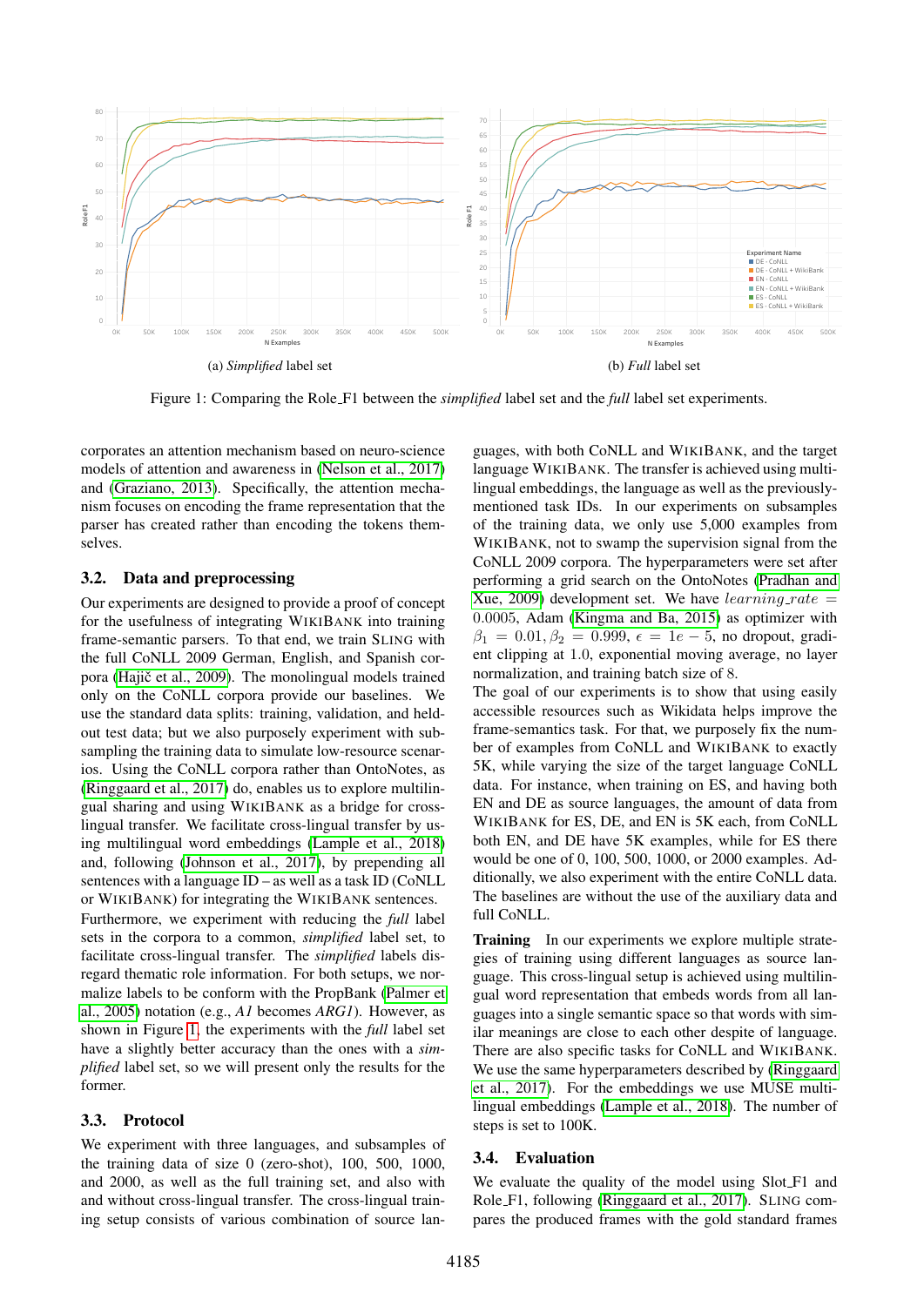(a) *Simplified* label set

(b) *Full* label set

Figure 1: Comparing the Role_F1 between the *simplified* label set and the *full* label set experiments.

corporates an attention mechanism based on neuro-science models of attention and awareness in (Nelson et al., 2017) and (Graziano, 2013). Specifically, the attention mechanism focuses on encoding the frame representation that the parser has created rather than encoding the tokens themselves.

## 3.2. Data and preprocessing

Our experiments are designed to provide a proof of concept for the usefulness of integrating WIKIBANK into training frame-semantic parsers. To that end, we train SLING with the full CoNLL 2009 German, English, and Spanish corpora (Hajič et al., 2009). The monolingual models trained only on the CoNLL corpora provide our baselines. We use the standard data splits: training, validation, and held-out test data; but we also purposely experiment with subsampling the training data to simulate low-resource scenarios. Using the CoNLL corpora rather than OntoNotes, as (Ringgaard et al., 2017) do, enables us to explore multilingual sharing and using WIKIBANK as a bridge for cross-lingual transfer. We facilitate cross-lingual transfer by using multilingual word embeddings (Lample et al., 2018) and, following (Johnson et al., 2017), by prepending all sentences with a language ID – as well as a task ID (CoNLL or WIKIBANK) for integrating the WIKIBANK sentences.

Furthermore, we experiment with reducing the *full* label sets in the corpora to a common, *simplified* label set, to facilitate cross-lingual transfer. The *simplified* labels disregard thematic role information. For both setups, we normalize labels to be conform with the PropBank (Palmer et al., 2005) notation (e.g., *A1* becomes *ARG1*). However, as shown in Figure 1, the experiments with the *full* label set have a slightly better accuracy than the ones with a *simplified* label set, so we will present only the results for the former.

## 3.3. Protocol

We experiment with three languages, and subsamples of the training data of size 0 (zero-shot), 100, 500, 1000, and 2000, as well as the full training set, and also with and without cross-lingual transfer. The cross-lingual training setup consists of various combination of source languages, with both CoNLL and WIKIBANK, and the target language WIKIBANK. The transfer is achieved using multilingual embeddings, the language as well as the previously-mentioned task IDs. In our experiments on subsamples of the training data, we only use 5,000 examples from WIKIBANK, not to swamp the supervision signal from the CoNLL 2009 corpora. The hyperparameters were set after performing a grid search on the OntoNotes (Pradhan and Xue, 2009) development set. We have $learning\_rate = 0.0005$, Adam (Kingma and Ba, 2015) as optimizer with $\beta_1 = 0.01, \beta_2 = 0.999$, $\epsilon = 1e-5$, no dropout, gradient clipping at $1.0$, exponential moving average, no layer normalization, and training batch size of 8.

The goal of our experiments is to show that using easily accessible resources such as Wikidata helps improve the frame-semantics task. For that, we purposely fix the number of examples from CoNLL and WIKIBANK to exactly 5K, while varying the size of the target language CoNLL data. For instance, when training on ES, and having both EN and DE as source languages, the amount of data from WIKIBANK for ES, DE, and EN is 5K each, from CoNLL both EN, and DE have 5K examples, while for ES there would be one of 0, 100, 500, 1000, or 2000 examples. Additionally, we also experiment with the entire CoNLL data. The baselines are without the use of the auxiliary data and full CoNLL.

**Training** In our experiments we explore multiple strategies of training using different languages as source language. This cross-lingual setup is achieved using multilingual word representation that embeds words from all languages into a single semantic space so that words with similar meanings are close to each other despite of language. There are also specific tasks for CoNLL and WIKIBANK. We use the same hyperparameters described by (Ringgaard et al., 2017). For the embeddings we use MUSE multilingual embeddings (Lample et al., 2018). The number of steps is set to 100K.

## 3.4. Evaluation

We evaluate the quality of the model using Slot_F1 and Role_F1, following (Ringgaard et al., 2017). SLING compares the produced frames with the gold standard frames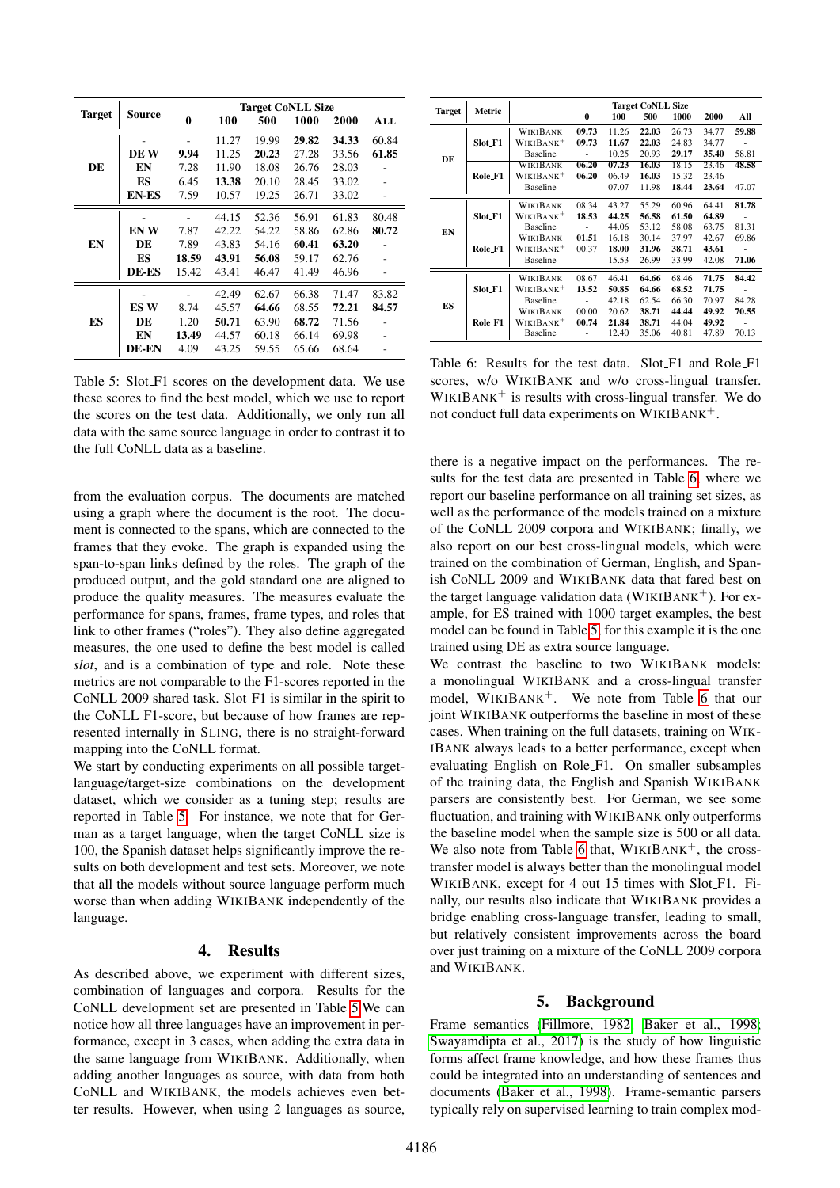| Target | Source | Target CoNLL Size | | | | | |
|---|---|---|---|---|---|---|---|
| | | 0 | 100 | 500 | 1000 | 2000 | ALL |
| DE | - | - | 11.27 | 19.99 | **29.82** | **34.33** | 60.84 |
| | DE W | **9.94** | 11.25 | **20.23** | 27.28 | 33.56 | **61.85** |
| | EN | 7.28 | 11.90 | 18.08 | 26.76 | 28.03 | - |
| | ES | 6.45 | **13.38** | 20.10 | 28.45 | 33.02 | - |
| | EN-ES | 7.59 | 10.57 | 19.25 | 26.71 | 33.02 | - |
| EN | - | - | 44.15 | 52.36 | 56.91 | 61.83 | 80.48 |
| | EN W | 7.87 | 42.22 | 54.22 | 58.86 | 62.86 | **80.72** |
| | DE | 7.89 | 43.83 | 54.16 | **60.41** | **63.20** | - |
| | ES | **18.59** | **43.91** | **56.08** | 59.17 | 62.76 | - |
| | DE-ES | 15.42 | 43.41 | 46.47 | 41.49 | 46.96 | - |
| ES | - | - | 42.49 | 62.67 | 66.38 | 71.47 | 83.82 |
| | ES W | 8.74 | 45.57 | **64.66** | 68.55 | **72.21** | **84.57** |
| | DE | 1.20 | **50.71** | 63.90 | **68.72** | 71.56 | - |
| | EN | **13.49** | 44.57 | 60.18 | 66.14 | 69.98 | - |
| | DE-EN | 4.09 | 43.25 | 59.55 | 65.66 | 68.64 | - |

Table 5: Slot_F1 scores on the development data. We use these scores to find the best model, which we use to report the scores on the test data. Additionally, we only run all data with the same source language in order to contrast it to the full CoNLL data as a baseline.

from the evaluation corpus. The documents are matched using a graph where the document is the root. The document is connected to the spans, which are connected to the frames that they evoke. The graph is expanded using the span-to-span links defined by the roles. The graph of the produced output, and the gold standard one are aligned to produce the quality measures. The measures evaluate the performance for spans, frames, frame types, and roles that link to other frames ("roles"). They also define aggregated measures, the one used to define the best model is called *slot*, and is a combination of type and role. Note these metrics are not comparable to the F1-scores reported in the CoNLL 2009 shared task. Slot_F1 is similar in the spirit to the CoNLL F1-score, but because of how frames are represented internally in SLING, there is no straight-forward mapping into the CoNLL format.

We start by conducting experiments on all possible target-language/target-size combinations on the development dataset, which we consider as a tuning step; results are reported in Table 5. For instance, we note that for German as a target language, when the target CoNLL size is 100, the Spanish dataset helps significantly improve the results on both development and test sets. Moreover, we note that all the models without source language perform much worse than when adding WIKIBANK independently of the language.

## 4. Results

As described above, we experiment with different sizes, combination of languages and corpora. Results for the CoNLL development set are presented in Table 5 We can notice how all three languages have an improvement in performance, except in 3 cases, when adding the extra data in the same language from WIKIBANK. Additionally, when adding another languages as source, with data from both CoNLL and WIKIBANK, the models achieves even better results. However, when using 2 languages as source, there is a negative impact on the performances. The results for the test data are presented in Table 6, where we report our baseline performance on all training set sizes, as well as the performance of the models trained on a mixture of the CoNLL 2009 corpora and WIKIBANK; finally, we also report on our best cross-lingual models, which were trained on the combination of German, English, and Spanish CoNLL 2009 and WIKIBANK data that fared best on the target language validation data (WIKIBANK$^+$). For example, for ES trained with 1000 target examples, the best model can be found in Table 5, for this example it is the one trained using DE as extra source language.

| Target | Metric | | Target CoNLL Size | | | | | |
|---|---|---|---|---|---|---|---|---|
| | | | 0 | 100 | 500 | 1000 | 2000 | All |
| DE | Slot_F1 | WIKIBANK | **09.73** | 11.26 | **22.03** | 26.73 | 34.77 | **59.88** |
| | | WIKIBANK$^+$ | **09.73** | **11.67** | **22.03** | 24.83 | 34.77 | - |
| | | Baseline | - | 10.25 | 20.93 | **29.17** | **35.40** | 58.81 |
| | Role_F1 | WIKIBANK | **06.20** | **07.23** | **16.03** | 18.15 | 23.46 | **48.58** |
| | | WIKIBANK$^+$ | **06.20** | 06.49 | **16.03** | 15.32 | 23.46 | - |
| | | Baseline | - | 07.07 | 11.98 | **18.44** | **23.64** | 47.07 |
| EN | Slot_F1 | WIKIBANK | 08.34 | 43.27 | 55.29 | 60.96 | 64.41 | **81.78** |
| | | WIKIBANK$^+$ | **18.53** | **44.25** | **56.58** | **61.50** | **64.89** | - |
| | | Baseline | - | 44.06 | 53.12 | 58.08 | 63.75 | 81.31 |
| | Role_F1 | WIKIBANK | **01.51** | 16.18 | 30.14 | 37.97 | 42.67 | 69.86 |
| | | WIKIBANK$^+$ | 00.37 | **18.00** | **31.96** | **38.71** | **43.61** | - |
| | | Baseline | - | 15.53 | 26.99 | 33.99 | 42.08 | **71.06** |
| ES | Slot_F1 | WIKIBANK | 08.67 | 46.41 | **64.66** | 68.46 | **71.75** | **84.42** |
| | | WIKIBANK$^+$ | **13.52** | **50.85** | **64.66** | **68.52** | **71.75** | - |
| | | Baseline | - | 42.18 | 62.54 | 66.30 | 70.97 | 84.28 |
| | Role_F1 | WIKIBANK | 00.00 | 20.62 | **38.71** | **44.44** | **49.92** | **70.55** |
| | | WIKIBANK$^+$ | **00.74** | **21.84** | **38.71** | 44.04 | **49.92** | - |
| | | Baseline | - | 12.40 | 35.06 | 40.81 | 47.89 | 70.13 |

Table 6: Results for the test data. Slot_F1 and Role_F1 scores, w/o WIKIBANK and w/o cross-lingual transfer. WIKIBANK$^+$ is results with cross-lingual transfer. We do not conduct full data experiments on WIKIBANK$^+$.

We contrast the baseline to two WIKIBANK models: a monolingual WIKIBANK and a cross-lingual transfer model, WIKIBANK$^+$. We note from Table 6 that our joint WIKIBANK outperforms the baseline in most of these cases. When training on the full datasets, training on WIKIBANK always leads to a better performance, except when evaluating English on Role_F1. On smaller subsamples of the training data, the English and Spanish WIKIBANK parsers are consistently best. For German, we see some fluctuation, and training with WIKIBANK only outperforms the baseline model when the sample size is 500 or all data. We also note from Table 6 that, WIKIBANK$^+$, the cross-transfer model is always better than the monolingual model WIKIBANK, except for 4 out 15 times with Slot_F1. Finally, our results also indicate that WIKIBANK provides a bridge enabling cross-language transfer, leading to small, but relatively consistent improvements across the board over just training on a mixture of the CoNLL 2009 corpora and WIKIBANK.

## 5. Background

Frame semantics (Fillmore, 1982; Baker et al., 1998; Swayamdipta et al., 2017) is the study of how linguistic forms affect frame knowledge, and how these frames thus could be integrated into an understanding of sentences and documents (Baker et al., 1998). Frame-semantic parsers typically rely on supervised learning to train complex mod-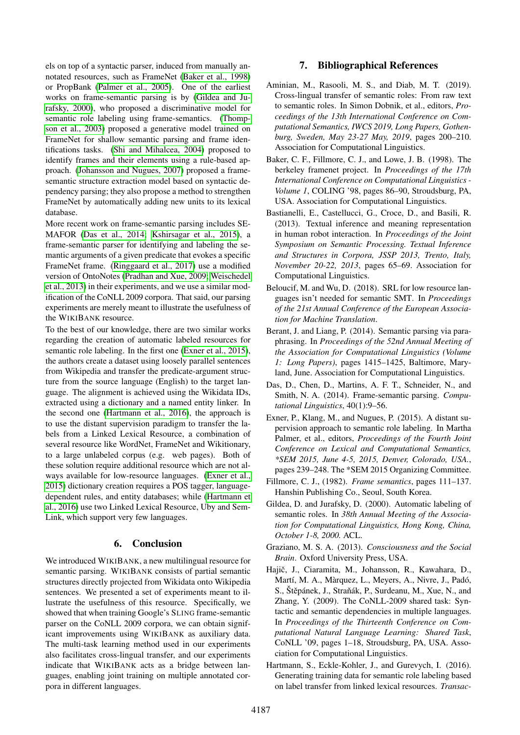els on top of a syntactic parser, induced from manually annotated resources, such as FrameNet (Baker et al., 1998) or PropBank (Palmer et al., 2005). One of the earliest works on frame-semantic parsing is by (Gildea and Jurafsky, 2000), who proposed a discriminative model for semantic role labeling using frame-semantics. (Thompson et al., 2003) proposed a generative model trained on FrameNet for shallow semantic parsing and frame identifications tasks. (Shi and Mihalcea, 2004) proposed to identify frames and their elements using a rule-based approach. (Johansson and Nugues, 2007) proposed a frame-semantic structure extraction model based on syntactic dependency parsing; they also propose a method to strengthen FrameNet by automatically adding new units to its lexical database.

More recent work on frame-semantic parsing includes SEMAFOR (Das et al., 2014; Kshirsagar et al., 2015), a frame-semantic parser for identifying and labeling the semantic arguments of a given predicate that evokes a specific FrameNet frame. (Ringgaard et al., 2017) use a modified version of OntoNotes (Pradhan and Xue, 2009; Weischedel et al., 2013) in their experiments, and we use a similar modification of the CoNLL 2009 corpora. That said, our parsing experiments are merely meant to illustrate the usefulness of the WIKIBANK resource.

To the best of our knowledge, there are two similar works regarding the creation of automatic labeled resources for semantic role labeling. In the first one (Exner et al., 2015), the authors create a dataset using loosely parallel sentences from Wikipedia and transfer the predicate-argument structure from the source language (English) to the target language. The alignment is achieved using the Wikidata IDs, extracted using a dictionary and a named entity linker. In the second one (Hartmann et al., 2016), the approach is to use the distant supervision paradigm to transfer the labels from a Linked Lexical Resource, a combination of several resource like WordNet, FrameNet and Wikitionary, to a large unlabeled corpus (e.g. web pages). Both of these solution require additional resource which are not always available for low-resource languages. (Exner et al., 2015) dictionary creation requires a POS tagger, language-dependent rules, and entity databases; while (Hartmann et al., 2016) use two Linked Lexical Resource, Uby and Sem-Link, which support very few languages.

## 6. Conclusion

We introduced WIKIBANK, a new multilingual resource for semantic parsing. WIKIBANK consists of partial semantic structures directly projected from Wikidata onto Wikipedia sentences. We presented a set of experiments meant to illustrate the usefulness of this resource. Specifically, we showed that when training Google's SLING frame-semantic parser on the CoNLL 2009 corpora, we can obtain significant improvements using WIKIBANK as auxiliary data. The multi-task learning method used in our experiments also facilitates cross-lingual transfer, and our experiments indicate that WIKIBANK acts as a bridge between languages, enabling joint training on multiple annotated corpora in different languages.

## 7. Bibliographical References

Aminian, M., Rasooli, M. S., and Diab, M. T. (2019). Cross-lingual transfer of semantic roles: From raw text to semantic roles. In Simon Dobnik, et al., editors, *Proceedings of the 13th International Conference on Computational Semantics, IWCS 2019, Long Papers, Gothenburg, Sweden, May 23-27 May, 2019*, pages 200–210. Association for Computational Linguistics.

Baker, C. F., Fillmore, C. J., and Lowe, J. B. (1998). The berkeley framenet project. In *Proceedings of the 17th International Conference on Computational Linguistics - Volume 1*, COLING '98, pages 86–90, Stroudsburg, PA, USA. Association for Computational Linguistics.

Bastianelli, E., Castellucci, G., Croce, D., and Basili, R. (2013). Textual inference and meaning representation in human robot interaction. In *Proceedings of the Joint Symposium on Semantic Processing. Textual Inference and Structures in Corpora, JSSP 2013, Trento, Italy, November 20-22, 2013*, pages 65–69. Association for Computational Linguistics.

Beloucif, M. and Wu, D. (2018). SRL for low resource languages isn't needed for semantic SMT. In *Proceedings of the 21st Annual Conference of the European Association for Machine Translation*.

Berant, J. and Liang, P. (2014). Semantic parsing via paraphrasing. In *Proceedings of the 52nd Annual Meeting of the Association for Computational Linguistics (Volume 1: Long Papers)*, pages 1415–1425, Baltimore, Maryland, June. Association for Computational Linguistics.

Das, D., Chen, D., Martins, A. F. T., Schneider, N., and Smith, N. A. (2014). Frame-semantic parsing. *Computational Linguistics*, 40(1):9–56.

Exner, P., Klang, M., and Nugues, P. (2015). A distant supervision approach to semantic role labeling. In Martha Palmer, et al., editors, *Proceedings of the Fourth Joint Conference on Lexical and Computational Semantics, \*SEM 2015, June 4-5, 2015, Denver, Colorado, USA.*, pages 239–248. The *SEM 2015 Organizing Committee.

Fillmore, C. J., (1982). *Frame semantics*, pages 111–137. Hanshin Publishing Co., Seoul, South Korea.

Gildea, D. and Jurafsky, D. (2000). Automatic labeling of semantic roles. In *38th Annual Meeting of the Association for Computational Linguistics, Hong Kong, China, October 1-8, 2000.* ACL.

Graziano, M. S. A. (2013). *Consciousness and the Social Brain*. Oxford University Press, USA.

Hajič, J., Ciaramita, M., Johansson, R., Kawahara, D., Martí, M. A., Màrquez, L., Meyers, A., Nivre, J., Padó, S., Štěpánek, J., Straňák, P., Surdeanu, M., Xue, N., and Zhang, Y. (2009). The CoNLL-2009 shared task: Syntactic and semantic dependencies in multiple languages. In *Proceedings of the Thirteenth Conference on Computational Natural Language Learning: Shared Task*, CoNLL '09, pages 1–18, Stroudsburg, PA, USA. Association for Computational Linguistics.

Hartmann, S., Eckle-Kohler, J., and Gurevych, I. (2016). Generating training data for semantic role labeling based on label transfer from linked lexical resources. *Transac-*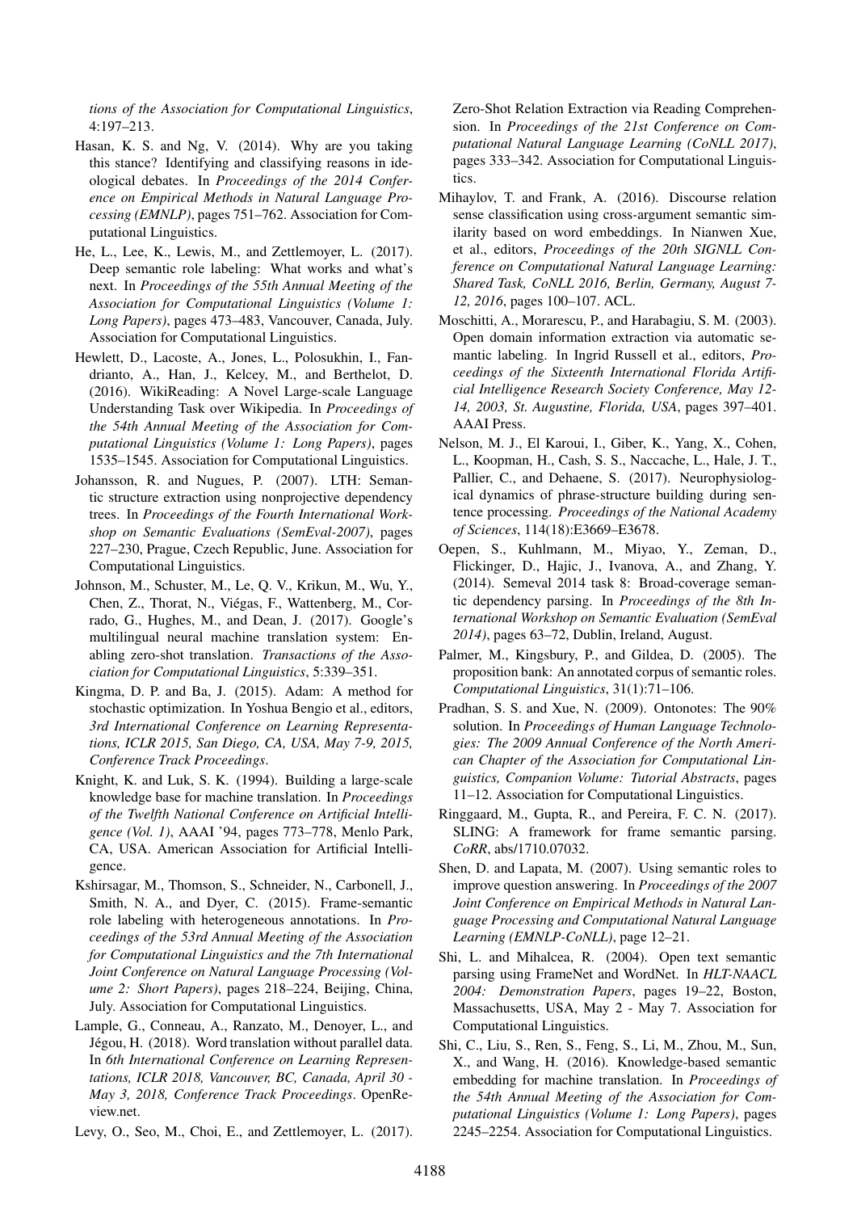*tions of the Association for Computational Linguistics*, 4:197–213.

Hasan, K. S. and Ng, V. (2014). Why are you taking this stance? Identifying and classifying reasons in ideological debates. In *Proceedings of the 2014 Conference on Empirical Methods in Natural Language Processing (EMNLP)*, pages 751–762. Association for Computational Linguistics.

He, L., Lee, K., Lewis, M., and Zettlemoyer, L. (2017). Deep semantic role labeling: What works and what's next. In *Proceedings of the 55th Annual Meeting of the Association for Computational Linguistics (Volume 1: Long Papers)*, pages 473–483, Vancouver, Canada, July. Association for Computational Linguistics.

Hewlett, D., Lacoste, A., Jones, L., Polosukhin, I., Fandrianto, A., Han, J., Kelcey, M., and Berthelot, D. (2016). WikiReading: A Novel Large-scale Language Understanding Task over Wikipedia. In *Proceedings of the 54th Annual Meeting of the Association for Computational Linguistics (Volume 1: Long Papers)*, pages 1535–1545. Association for Computational Linguistics.

Johansson, R. and Nugues, P. (2007). LTH: Semantic structure extraction using nonprojective dependency trees. In *Proceedings of the Fourth International Workshop on Semantic Evaluations (SemEval-2007)*, pages 227–230, Prague, Czech Republic, June. Association for Computational Linguistics.

Johnson, M., Schuster, M., Le, Q. V., Krikun, M., Wu, Y., Chen, Z., Thorat, N., Viégas, F., Wattenberg, M., Corrado, G., Hughes, M., and Dean, J. (2017). Google's multilingual neural machine translation system: Enabling zero-shot translation. *Transactions of the Association for Computational Linguistics*, 5:339–351.

Kingma, D. P. and Ba, J. (2015). Adam: A method for stochastic optimization. In Yoshua Bengio et al., editors, *3rd International Conference on Learning Representations, ICLR 2015, San Diego, CA, USA, May 7-9, 2015, Conference Track Proceedings*.

Knight, K. and Luk, S. K. (1994). Building a large-scale knowledge base for machine translation. In *Proceedings of the Twelfth National Conference on Artificial Intelligence (Vol. 1)*, AAAI '94, pages 773–778, Menlo Park, CA, USA. American Association for Artificial Intelligence.

Kshirsagar, M., Thomson, S., Schneider, N., Carbonell, J., Smith, N. A., and Dyer, C. (2015). Frame-semantic role labeling with heterogeneous annotations. In *Proceedings of the 53rd Annual Meeting of the Association for Computational Linguistics and the 7th International Joint Conference on Natural Language Processing (Volume 2: Short Papers)*, pages 218–224, Beijing, China, July. Association for Computational Linguistics.

Lample, G., Conneau, A., Ranzato, M., Denoyer, L., and Jégou, H. (2018). Word translation without parallel data. In *6th International Conference on Learning Representations, ICLR 2018, Vancouver, BC, Canada, April 30 - May 3, 2018, Conference Track Proceedings*. OpenReview.net.

Levy, O., Seo, M., Choi, E., and Zettlemoyer, L. (2017). Zero-Shot Relation Extraction via Reading Comprehension. In *Proceedings of the 21st Conference on Computational Natural Language Learning (CoNLL 2017)*, pages 333–342. Association for Computational Linguistics.

Mihaylov, T. and Frank, A. (2016). Discourse relation sense classification using cross-argument semantic similarity based on word embeddings. In Nianwen Xue, et al., editors, *Proceedings of the 20th SIGNLL Conference on Computational Natural Language Learning: Shared Task, CoNLL 2016, Berlin, Germany, August 7-12, 2016*, pages 100–107. ACL.

Moschitti, A., Morarescu, P., and Harabagiu, S. M. (2003). Open domain information extraction via automatic semantic labeling. In Ingrid Russell et al., editors, *Proceedings of the Sixteenth International Florida Artificial Intelligence Research Society Conference, May 12-14, 2003, St. Augustine, Florida, USA*, pages 397–401. AAAI Press.

Nelson, M. J., El Karoui, I., Giber, K., Yang, X., Cohen, L., Koopman, H., Cash, S. S., Naccache, L., Hale, J. T., Pallier, C., and Dehaene, S. (2017). Neurophysiological dynamics of phrase-structure building during sentence processing. *Proceedings of the National Academy of Sciences*, 114(18):E3669–E3678.

Oepen, S., Kuhlmann, M., Miyao, Y., Zeman, D., Flickinger, D., Hajic, J., Ivanova, A., and Zhang, Y. (2014). Semeval 2014 task 8: Broad-coverage semantic dependency parsing. In *Proceedings of the 8th International Workshop on Semantic Evaluation (SemEval 2014)*, pages 63–72, Dublin, Ireland, August.

Palmer, M., Kingsbury, P., and Gildea, D. (2005). The proposition bank: An annotated corpus of semantic roles. *Computational Linguistics*, 31(1):71–106.

Pradhan, S. S. and Xue, N. (2009). Ontonotes: The 90% solution. In *Proceedings of Human Language Technologies: The 2009 Annual Conference of the North American Chapter of the Association for Computational Linguistics, Companion Volume: Tutorial Abstracts*, pages 11–12. Association for Computational Linguistics.

Ringgaard, M., Gupta, R., and Pereira, F. C. N. (2017). SLING: A framework for frame semantic parsing. *CoRR*, abs/1710.07032.

Shen, D. and Lapata, M. (2007). Using semantic roles to improve question answering. In *Proceedings of the 2007 Joint Conference on Empirical Methods in Natural Language Processing and Computational Natural Language Learning (EMNLP-CoNLL)*, page 12–21.

Shi, L. and Mihalcea, R. (2004). Open text semantic parsing using FrameNet and WordNet. In *HLT-NAACL 2004: Demonstration Papers*, pages 19–22, Boston, Massachusetts, USA, May 2 - May 7. Association for Computational Linguistics.

Shi, C., Liu, S., Ren, S., Feng, S., Li, M., Zhou, M., Sun, X., and Wang, H. (2016). Knowledge-based semantic embedding for machine translation. In *Proceedings of the 54th Annual Meeting of the Association for Computational Linguistics (Volume 1: Long Papers)*, pages 2245–2254. Association for Computational Linguistics.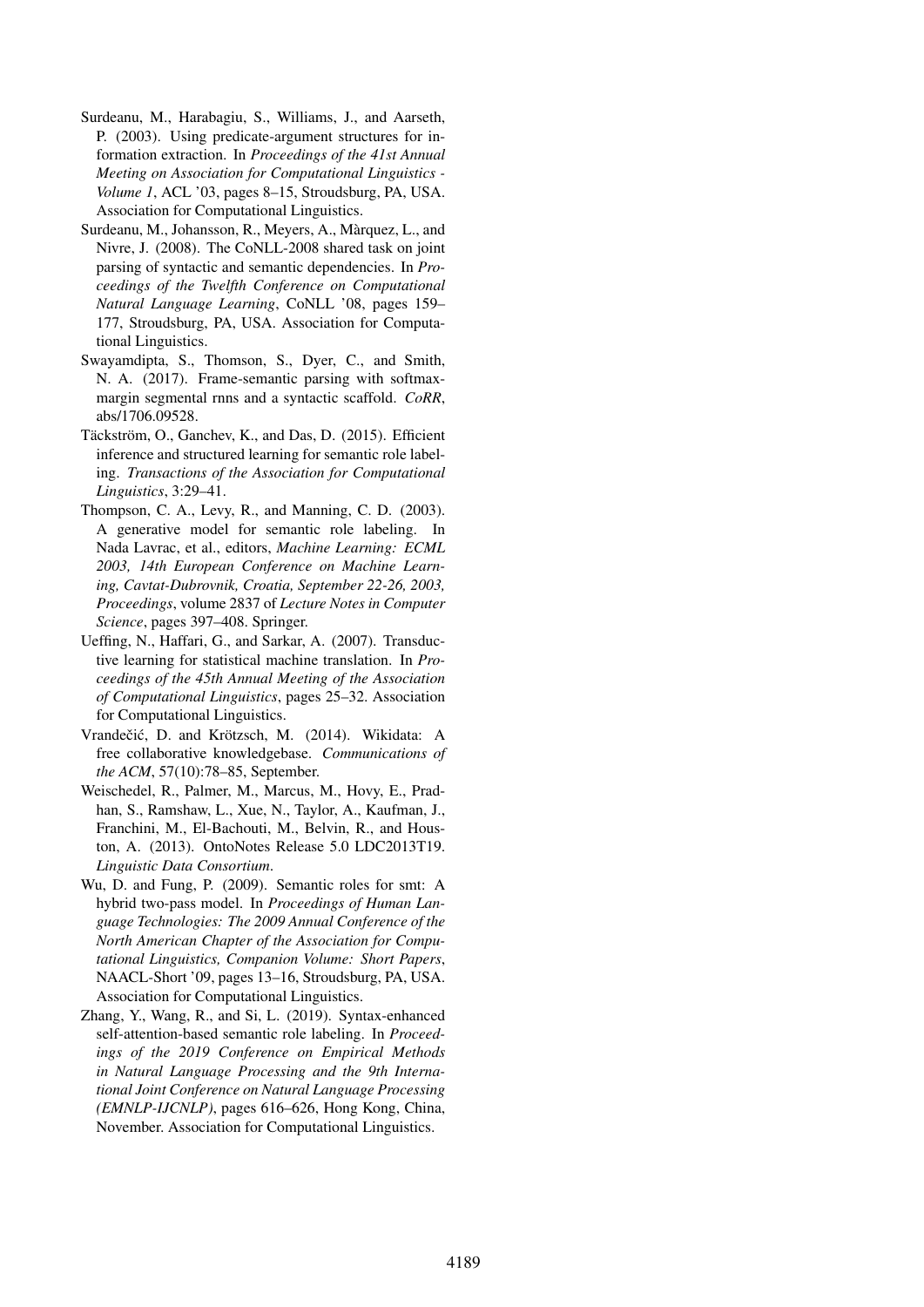Surdeanu, M., Harabagiu, S., Williams, J., and Aarseth, P. (2003). Using predicate-argument structures for information extraction. In *Proceedings of the 41st Annual Meeting on Association for Computational Linguistics - Volume 1*, ACL '03, pages 8–15, Stroudsburg, PA, USA. Association for Computational Linguistics.

Surdeanu, M., Johansson, R., Meyers, A., Màrquez, L., and Nivre, J. (2008). The CoNLL-2008 shared task on joint parsing of syntactic and semantic dependencies. In *Proceedings of the Twelfth Conference on Computational Natural Language Learning*, CoNLL '08, pages 159–177, Stroudsburg, PA, USA. Association for Computational Linguistics.

Swayamdipta, S., Thomson, S., Dyer, C., and Smith, N. A. (2017). Frame-semantic parsing with softmax-margin segmental rnns and a syntactic scaffold. *CoRR*, abs/1706.09528.

Täckström, O., Ganchev, K., and Das, D. (2015). Efficient inference and structured learning for semantic role labeling. *Transactions of the Association for Computational Linguistics*, 3:29–41.

Thompson, C. A., Levy, R., and Manning, C. D. (2003). A generative model for semantic role labeling. In Nada Lavrac, et al., editors, *Machine Learning: ECML 2003, 14th European Conference on Machine Learning, Cavtat-Dubrovnik, Croatia, September 22-26, 2003, Proceedings*, volume 2837 of *Lecture Notes in Computer Science*, pages 397–408. Springer.

Ueffing, N., Haffari, G., and Sarkar, A. (2007). Transductive learning for statistical machine translation. In *Proceedings of the 45th Annual Meeting of the Association of Computational Linguistics*, pages 25–32. Association for Computational Linguistics.

Vrandečić, D. and Krötzsch, M. (2014). Wikidata: A free collaborative knowledgebase. *Communications of the ACM*, 57(10):78–85, September.

Weischedel, R., Palmer, M., Marcus, M., Hovy, E., Pradhan, S., Ramshaw, L., Xue, N., Taylor, A., Kaufman, J., Franchini, M., El-Bachouti, M., Belvin, R., and Houston, A. (2013). OntoNotes Release 5.0 LDC2013T19. *Linguistic Data Consortium*.

Wu, D. and Fung, P. (2009). Semantic roles for smt: A hybrid two-pass model. In *Proceedings of Human Language Technologies: The 2009 Annual Conference of the North American Chapter of the Association for Computational Linguistics, Companion Volume: Short Papers*, NAACL-Short '09, pages 13–16, Stroudsburg, PA, USA. Association for Computational Linguistics.

Zhang, Y., Wang, R., and Si, L. (2019). Syntax-enhanced self-attention-based semantic role labeling. In *Proceedings of the 2019 Conference on Empirical Methods in Natural Language Processing and the 9th International Joint Conference on Natural Language Processing (EMNLP-IJCNLP)*, pages 616–626, Hong Kong, China, November. Association for Computational Linguistics.